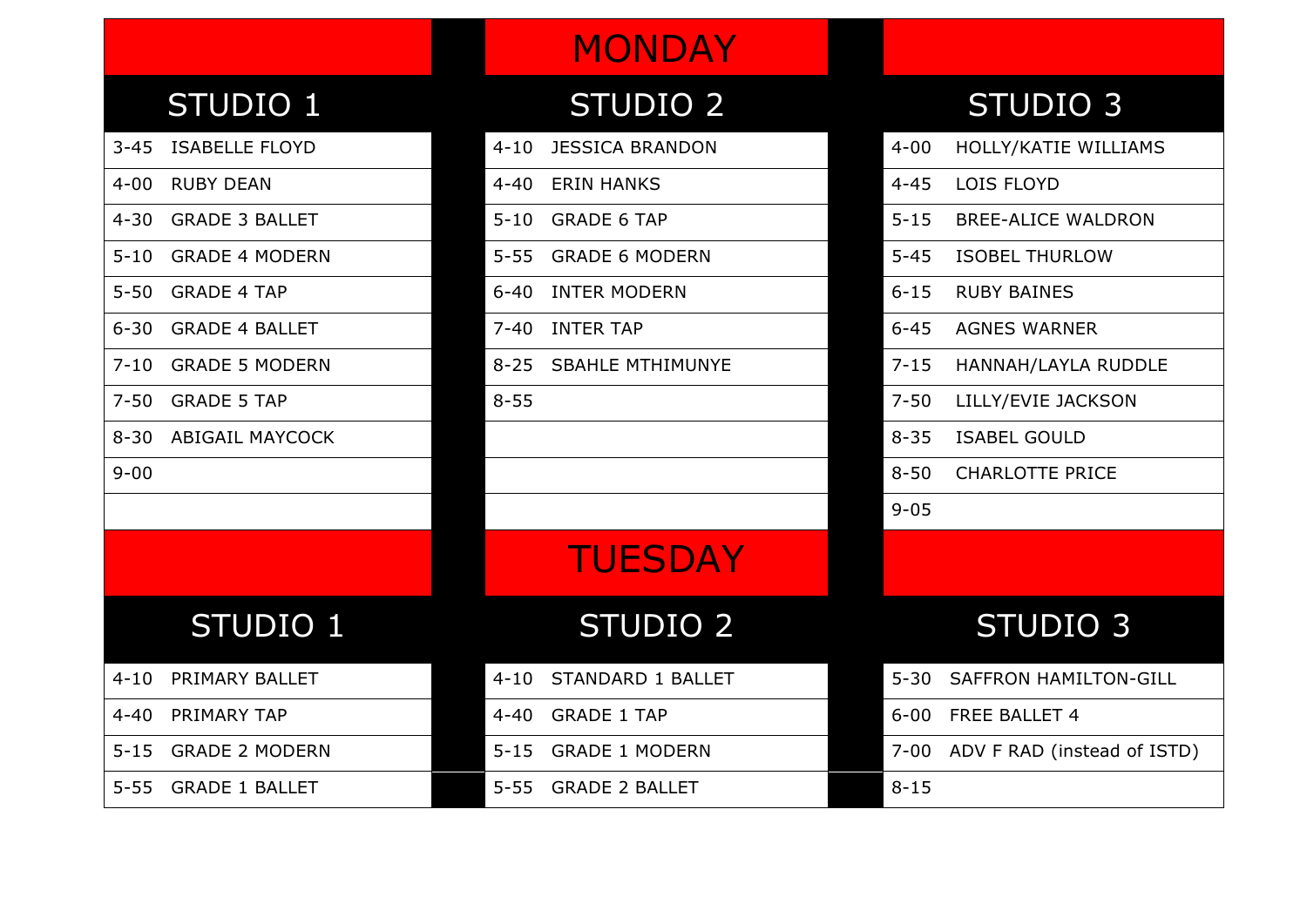# MONDAY

| STUDIO 1 | | STUDIO 2 | | STUDIO 3 | |
|---|---|---|---|---|---|
| 3-45 | ISABELLE FLOYD | 4-10 | JESSICA BRANDON | 4-00 | HOLLY/KATIE WILLIAMS |
| 4-00 | RUBY DEAN | 4-40 | ERIN HANKS | 4-45 | LOIS FLOYD |
| 4-30 | GRADE 3 BALLET | 5-10 | GRADE 6 TAP | 5-15 | BREE-ALICE WALDRON |
| 5-10 | GRADE 4 MODERN | 5-55 | GRADE 6 MODERN | 5-45 | ISOBEL THURLOW |
| 5-50 | GRADE 4 TAP | 6-40 | INTER MODERN | 6-15 | RUBY BAINES |
| 6-30 | GRADE 4 BALLET | 7-40 | INTER TAP | 6-45 | AGNES WARNER |
| 7-10 | GRADE 5 MODERN | 8-25 | SBAHLE MTHIMUNYE | 7-15 | HANNAH/LAYLA RUDDLE |
| 7-50 | GRADE 5 TAP | 8-55 | | 7-50 | LILLY/EVIE JACKSON |
| 8-30 | ABIGAIL MAYCOCK | | | 8-35 | ISABEL GOULD |
| 9-00 | | | | 8-50 | CHARLOTTE PRICE |
| | | | | 9-05 | |

# TUESDAY

| STUDIO 1 | | STUDIO 2 | | STUDIO 3 | |
|---|---|---|---|---|---|
| 4-10 | PRIMARY BALLET | 4-10 | STANDARD 1 BALLET | 5-30 | SAFFRON HAMILTON-GILL |
| 4-40 | PRIMARY TAP | 4-40 | GRADE 1 TAP | 6-00 | FREE BALLET 4 |
| 5-15 | GRADE 2 MODERN | 5-15 | GRADE 1 MODERN | 7-00 | ADV F RAD (instead of ISTD) |
| 5-55 | GRADE 1 BALLET | 5-55 | GRADE 2 BALLET | 8-15 | |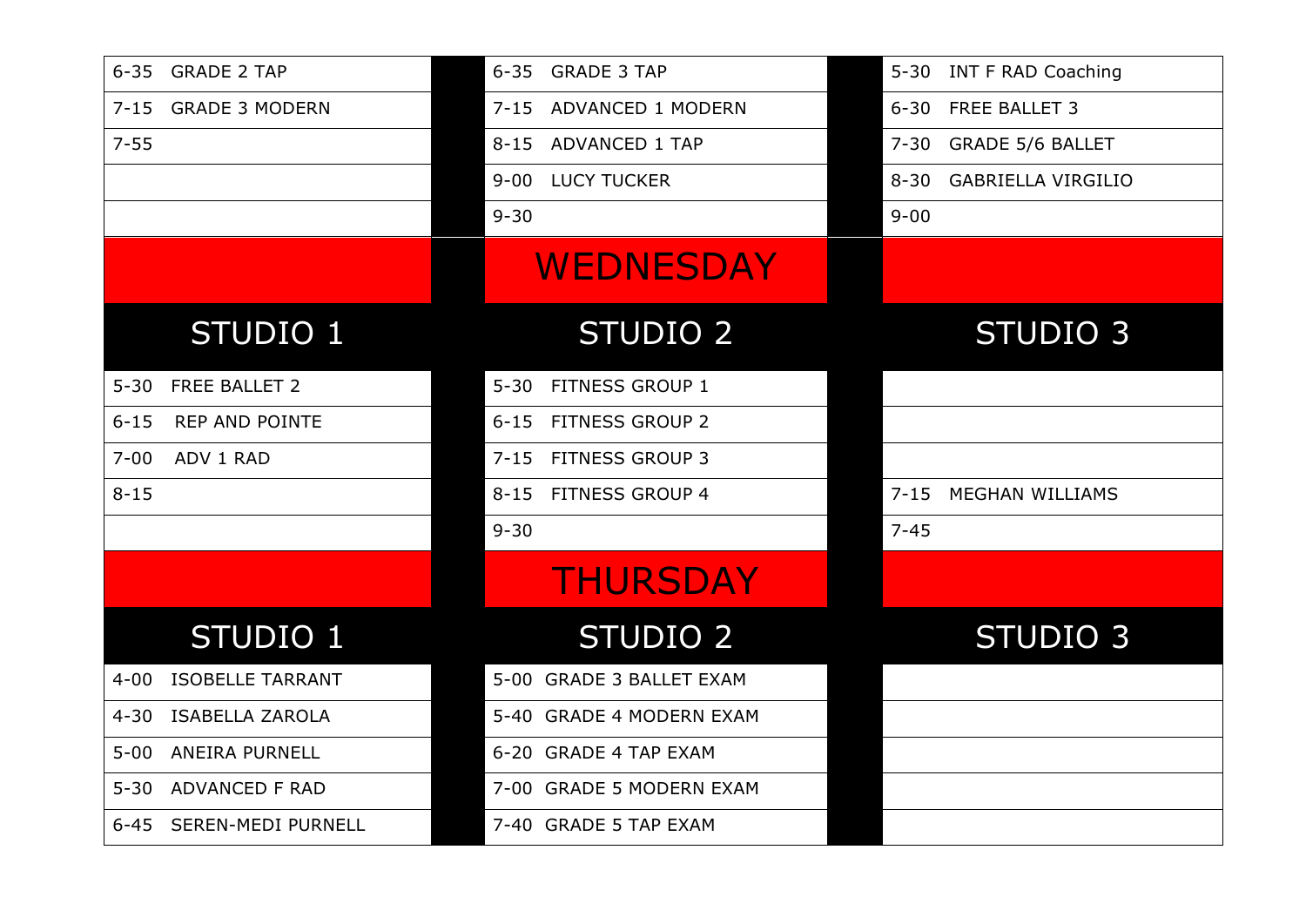| | | |
|---|---|---|
| 6-35 GRADE 2 TAP | 6-35 GRADE 3 TAP | 5-30 INT F RAD Coaching |
| 7-15 GRADE 3 MODERN | 7-15 ADVANCED 1 MODERN | 6-30 FREE BALLET 3 |
| 7-55 | 8-15 ADVANCED 1 TAP | 7-30 GRADE 5/6 BALLET |
| | 9-00 LUCY TUCKER | 8-30 GABRIELLA VIRGILIO |
| | 9-30 | 9-00 |

# WEDNESDAY

| STUDIO 1 | STUDIO 2 | STUDIO 3 |
|---|---|---|
| 5-30 FREE BALLET 2 | 5-30 FITNESS GROUP 1 | |
| 6-15 REP AND POINTE | 6-15 FITNESS GROUP 2 | |
| 7-00 ADV 1 RAD | 7-15 FITNESS GROUP 3 | |
| 8-15 | 8-15 FITNESS GROUP 4 | 7-15 MEGHAN WILLIAMS |
| | 9-30 | 7-45 |

# THURSDAY

| STUDIO 1 | STUDIO 2 | STUDIO 3 |
|---|---|---|
| 4-00 ISOBELLE TARRANT | 5-00 GRADE 3 BALLET EXAM | |
| 4-30 ISABELLA ZAROLA | 5-40 GRADE 4 MODERN EXAM | |
| 5-00 ANEIRA PURNELL | 6-20 GRADE 4 TAP EXAM | |
| 5-30 ADVANCED F RAD | 7-00 GRADE 5 MODERN EXAM | |
| 6-45 SEREN-MEDI PURNELL | 7-40 GRADE 5 TAP EXAM | |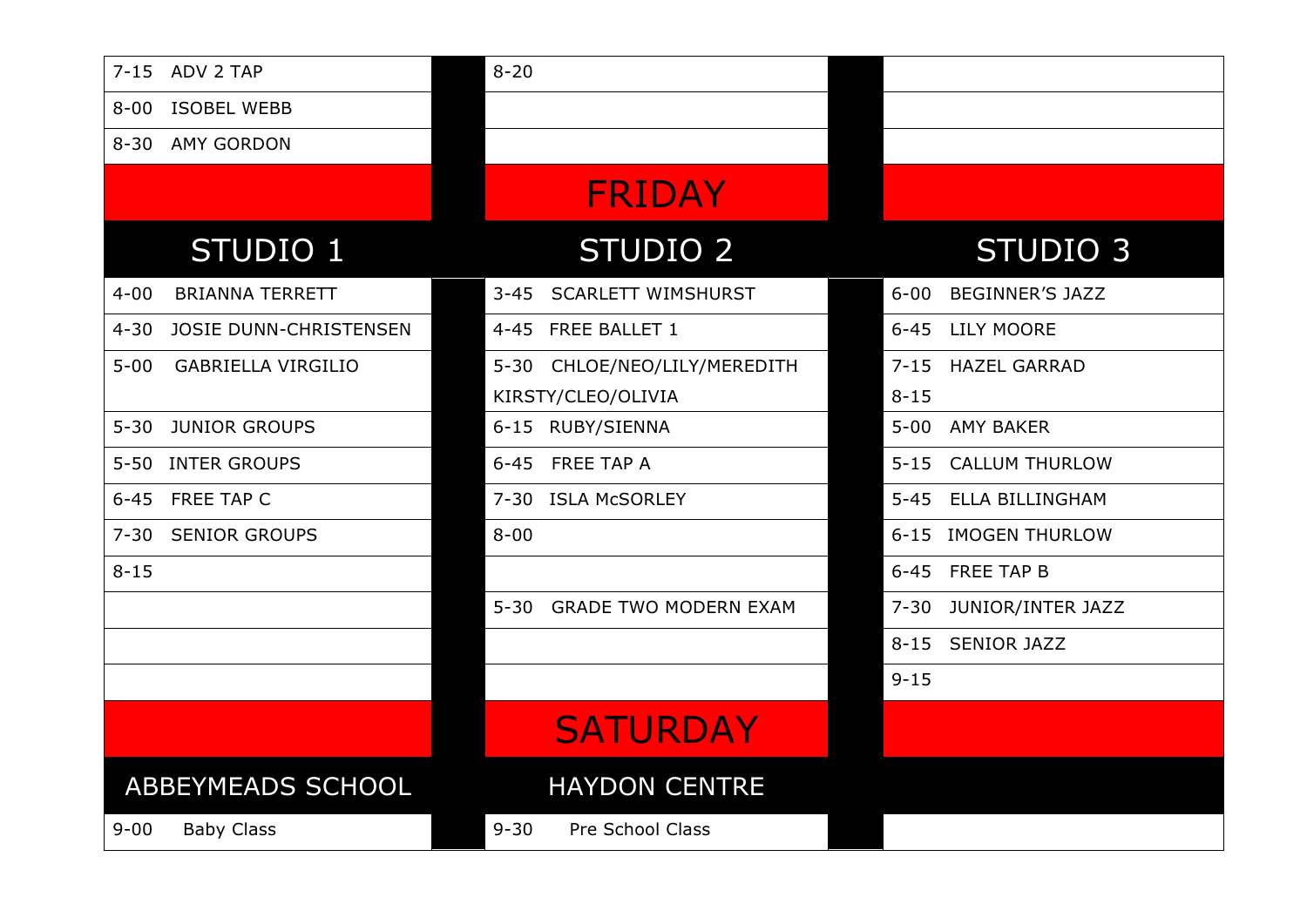| | | |
|---|---|---|
| 7-15 ADV 2 TAP | 8-20 | |
| 8-00 ISOBEL WEBB | | |
| 8-30 AMY GORDON | | |

## FRIDAY

| STUDIO 1 | STUDIO 2 | STUDIO 3 |
|---|---|---|
| 4-00 BRIANNA TERRETT | 3-45 SCARLETT WIMSHURST | 6-00 BEGINNER'S JAZZ |
| 4-30 JOSIE DUNN-CHRISTENSEN | 4-45 FREE BALLET 1 | 6-45 LILY MOORE |
| 5-00 GABRIELLA VIRGILIO | 5-30 CHLOE/NEO/LILY/MEREDITH KIRSTY/CLEO/OLIVIA | 7-15 HAZEL GARRAD 8-15 |
| 5-30 JUNIOR GROUPS | 6-15 RUBY/SIENNA | 5-00 AMY BAKER |
| 5-50 INTER GROUPS | 6-45 FREE TAP A | 5-15 CALLUM THURLOW |
| 6-45 FREE TAP C | 7-30 ISLA McSORLEY | 5-45 ELLA BILLINGHAM |
| 7-30 SENIOR GROUPS | 8-00 | 6-15 IMOGEN THURLOW |
| 8-15 | | 6-45 FREE TAP B |
| | 5-30 GRADE TWO MODERN EXAM | 7-30 JUNIOR/INTER JAZZ |
| | | 8-15 SENIOR JAZZ |
| | | 9-15 |

## SATURDAY

| ABBEYMEADS SCHOOL | HAYDON CENTRE | |
|---|---|---|
| 9-00 Baby Class | 9-30 Pre School Class | |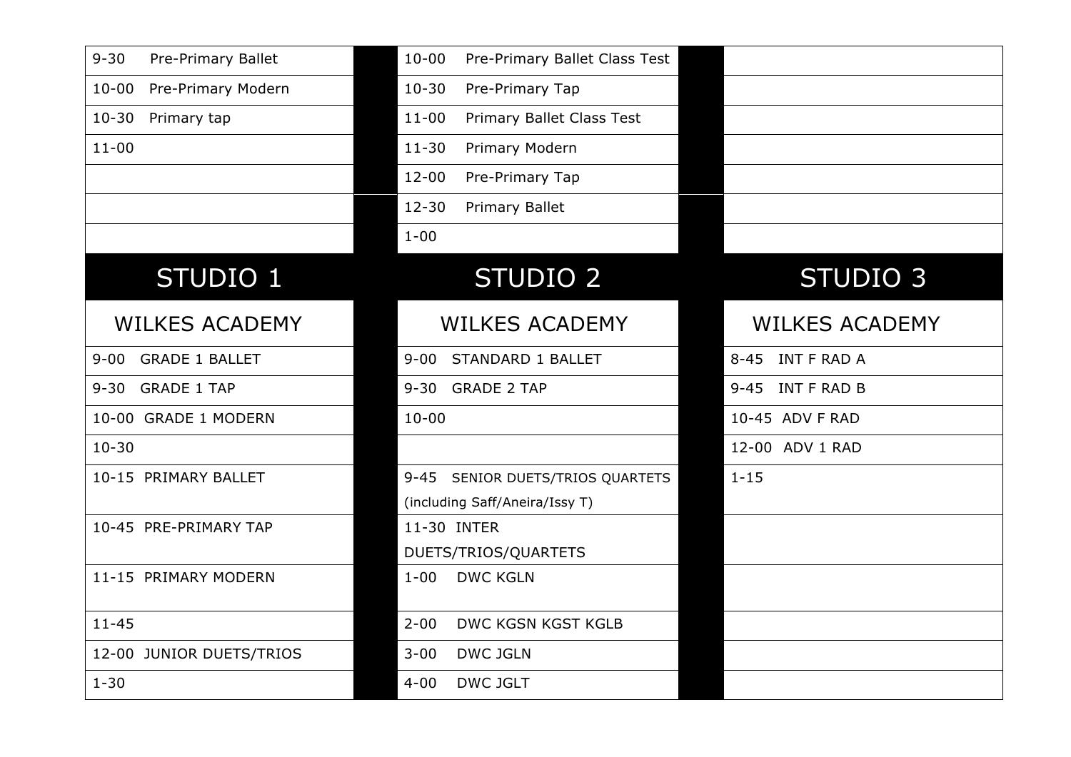| | | |
|---|---|---|
| 9-30 Pre-Primary Ballet | 10-00 Pre-Primary Ballet Class Test | |
| 10-00 Pre-Primary Modern | 10-30 Pre-Primary Tap | |
| 10-30 Primary tap | 11-00 Primary Ballet Class Test | |
| 11-00 | 11-30 Primary Modern | |
| | 12-00 Pre-Primary Tap | |
| | 12-30 Primary Ballet | |
| | 1-00 | |

| STUDIO 1 | STUDIO 2 | STUDIO 3 |
|---|---|---|
| WILKES ACADEMY | WILKES ACADEMY | WILKES ACADEMY |
| 9-00 GRADE 1 BALLET | 9-00 STANDARD 1 BALLET | 8-45 INT F RAD A |
| 9-30 GRADE 1 TAP | 9-30 GRADE 2 TAP | 9-45 INT F RAD B |
| 10-00 GRADE 1 MODERN | 10-00 | 10-45 ADV F RAD |
| 10-30 | | 12-00 ADV 1 RAD |
| 10-15 PRIMARY BALLET | 9-45 SENIOR DUETS/TRIOS QUARTETS (including Saff/Aneira/Issy T) | 1-15 |
| 10-45 PRE-PRIMARY TAP | 11-30 INTER DUETS/TRIOS/QUARTETS | |
| 11-15 PRIMARY MODERN | 1-00 DWC KGLN | |
| 11-45 | 2-00 DWC KGSN KGST KGLB | |
| 12-00 JUNIOR DUETS/TRIOS | 3-00 DWC JGLN | |
| 1-30 | 4-00 DWC JGLT | |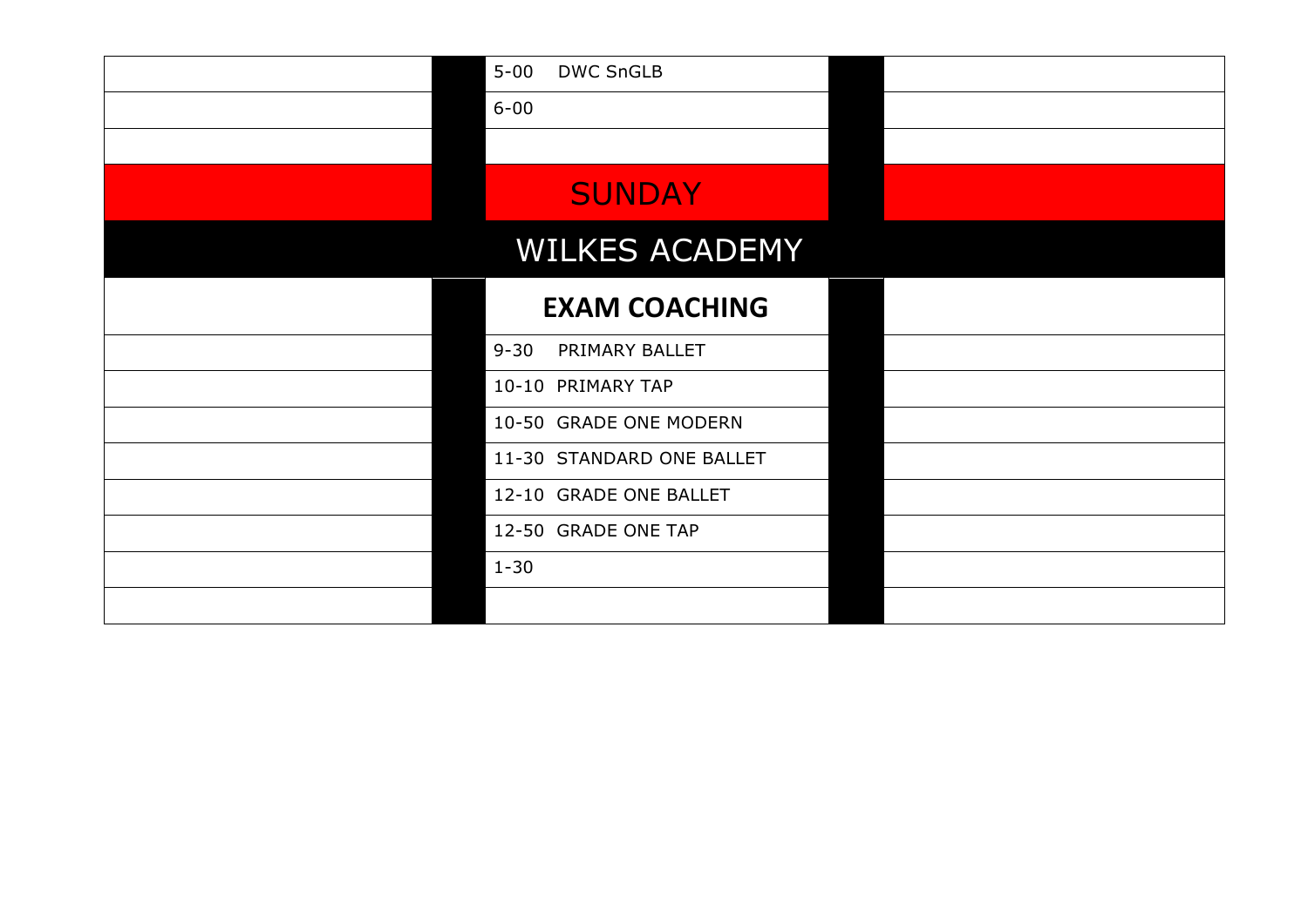| 5-00 DWC SnGLB |
|---|
| 6-00 |
| |

## SUNDAY

# WILKES ACADEMY

| **EXAM COACHING** |
|---|
| 9-30 PRIMARY BALLET |
| 10-10 PRIMARY TAP |
| 10-50 GRADE ONE MODERN |
| 11-30 STANDARD ONE BALLET |
| 12-10 GRADE ONE BALLET |
| 12-50 GRADE ONE TAP |
| 1-30 |
| |